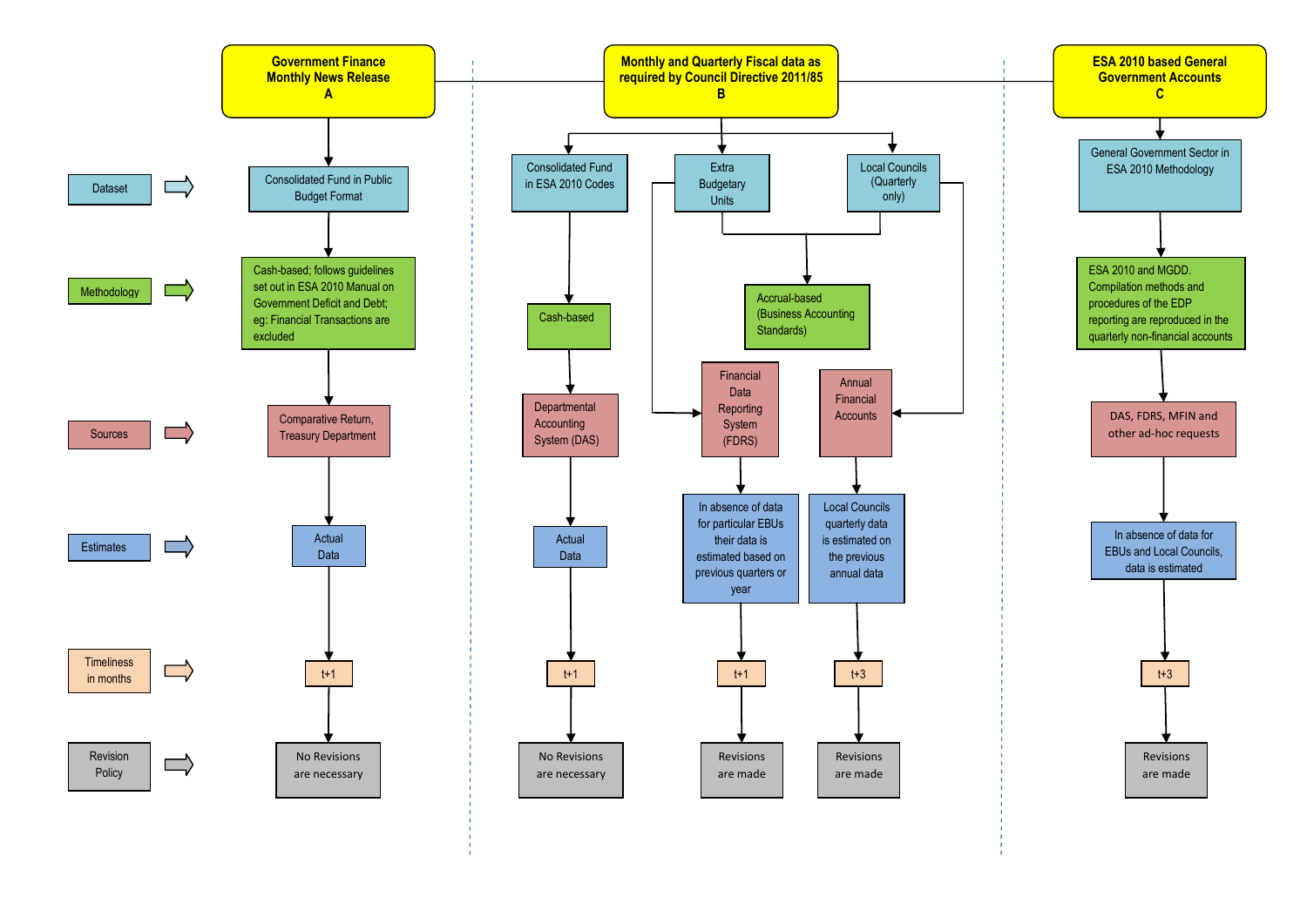| | Government Finance Monthly News Release **A** | Monthly and Quarterly Fiscal data as required by Council Directive 2011/85 **B** | | | | ESA 2010 based General Government Accounts **C** |
|---|---|---|---|---|---|---|
| **Dataset** | Consolidated Fund in Public Budget Format | Consolidated Fund in ESA 2010 Codes | Extra Budgetary Units | | Local Councils (Quarterly only) | General Government Sector in ESA 2010 Methodology |
| **Methodology** | Cash-based; follows guidelines set out in ESA 2010 Manual on Government Deficit and Debt; eg: Financial Transactions are excluded | Cash-based | Accrual-based (Business Accounting Standards) | | | ESA 2010 and MGDD. Compilation methods and procedures of the EDP reporting are reproduced in the quarterly non-financial accounts |
| **Sources** | Comparative Return, Treasury Department | Departmental Accounting System (DAS) | Financial Data Reporting System (FDRS) | | Annual Financial Accounts | DAS, FDRS, MFIN and other ad-hoc requests |
| **Estimates** | Actual Data | Actual Data | In absence of data for particular EBUs their data is estimated based on previous quarters or year | | Local Councils quarterly data is estimated on the previous annual data | In absence of data for EBUs and Local Councils, data is estimated |
| **Timeliness in months** | t+1 | t+1 | t+1 | | t+3 | t+3 |
| **Revision Policy** | No Revisions are necessary | No Revisions are necessary | Revisions are made | | Revisions are made | Revisions are made |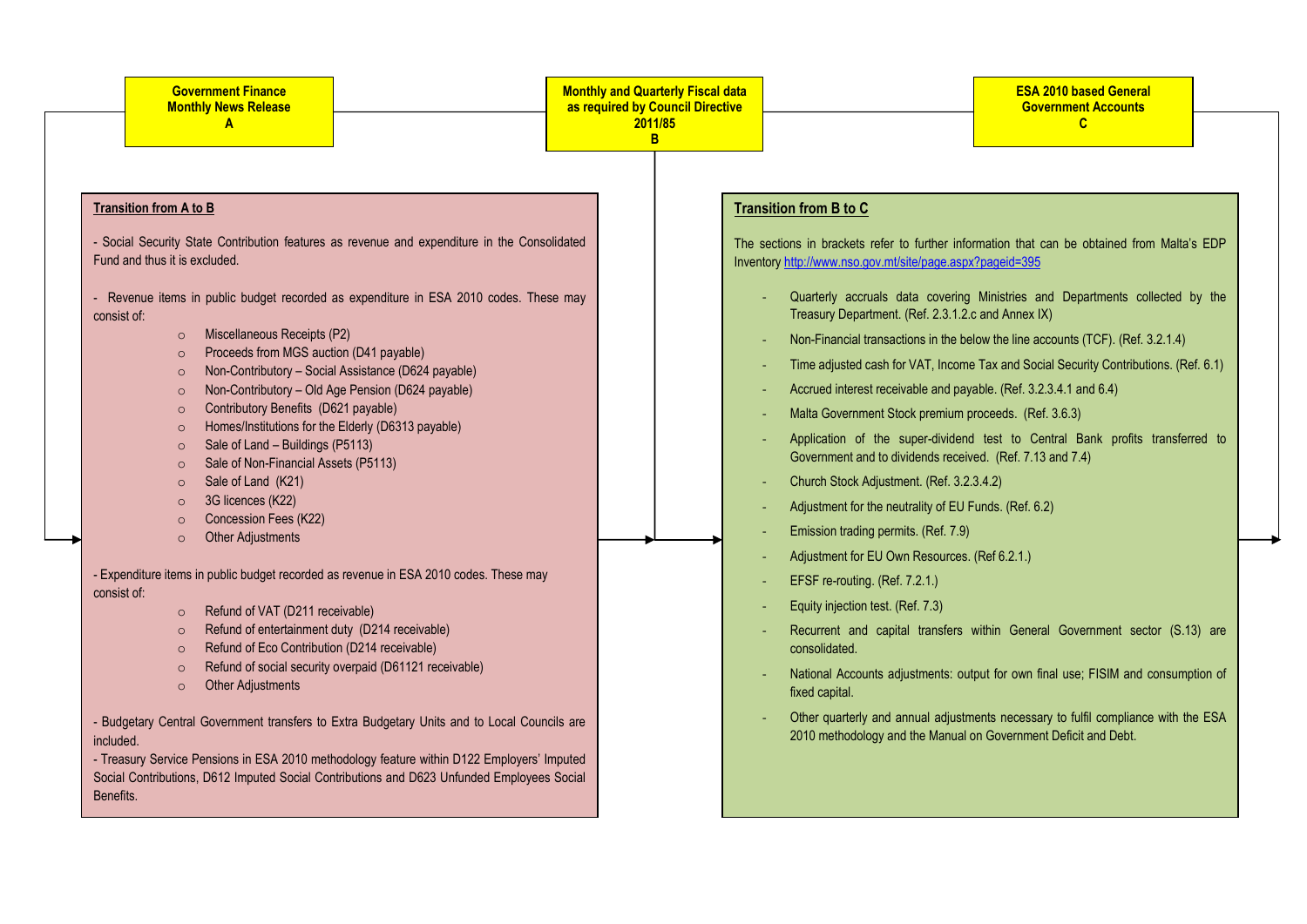**Government Finance Monthly News Release**
**A**

**Monthly and Quarterly Fiscal data as required by Council Directive 2011/85**
**B**

**ESA 2010 based General Government Accounts**
**C**

**Transition from A to B**

- Social Security State Contribution features as revenue and expenditure in the Consolidated Fund and thus it is excluded.

- Revenue items in public budget recorded as expenditure in ESA 2010 codes. These may consist of:
  - Miscellaneous Receipts (P2)
  - Proceeds from MGS auction (D41 payable)
  - Non-Contributory – Social Assistance (D624 payable)
  - Non-Contributory – Old Age Pension (D624 payable)
  - Contributory Benefits (D621 payable)
  - Homes/Institutions for the Elderly (D6313 payable)
  - Sale of Land – Buildings (P5113)
  - Sale of Non-Financial Assets (P5113)
  - Sale of Land (K21)
  - 3G licences (K22)
  - Concession Fees (K22)
  - Other Adjustments

- Expenditure items in public budget recorded as revenue in ESA 2010 codes. These may consist of:
  - Refund of VAT (D211 receivable)
  - Refund of entertainment duty (D214 receivable)
  - Refund of Eco Contribution (D214 receivable)
  - Refund of social security overpaid (D61121 receivable)
  - Other Adjustments

- Budgetary Central Government transfers to Extra Budgetary Units and to Local Councils are included.

- Treasury Service Pensions in ESA 2010 methodology feature within D122 Employers' Imputed Social Contributions, D612 Imputed Social Contributions and D623 Unfunded Employees Social Benefits.

**Transition from B to C**

The sections in brackets refer to further information that can be obtained from Malta's EDP Inventory http://www.nso.gov.mt/site/page.aspx?pageid=395

- Quarterly accruals data covering Ministries and Departments collected by the Treasury Department. (Ref. 2.3.1.2.c and Annex IX)
- Non-Financial transactions in the below the line accounts (TCF). (Ref. 3.2.1.4)
- Time adjusted cash for VAT, Income Tax and Social Security Contributions. (Ref. 6.1)
- Accrued interest receivable and payable. (Ref. 3.2.3.4.1 and 6.4)
- Malta Government Stock premium proceeds. (Ref. 3.6.3)
- Application of the super-dividend test to Central Bank profits transferred to Government and to dividends received. (Ref. 7.13 and 7.4)
- Church Stock Adjustment. (Ref. 3.2.3.4.2)
- Adjustment for the neutrality of EU Funds. (Ref. 6.2)
- Emission trading permits. (Ref. 7.9)
- Adjustment for EU Own Resources. (Ref 6.2.1.)
- EFSF re-routing. (Ref. 7.2.1.)
- Equity injection test. (Ref. 7.3)
- Recurrent and capital transfers within General Government sector (S.13) are consolidated.
- National Accounts adjustments: output for own final use; FISIM and consumption of fixed capital.
- Other quarterly and annual adjustments necessary to fulfil compliance with the ESA 2010 methodology and the Manual on Government Deficit and Debt.